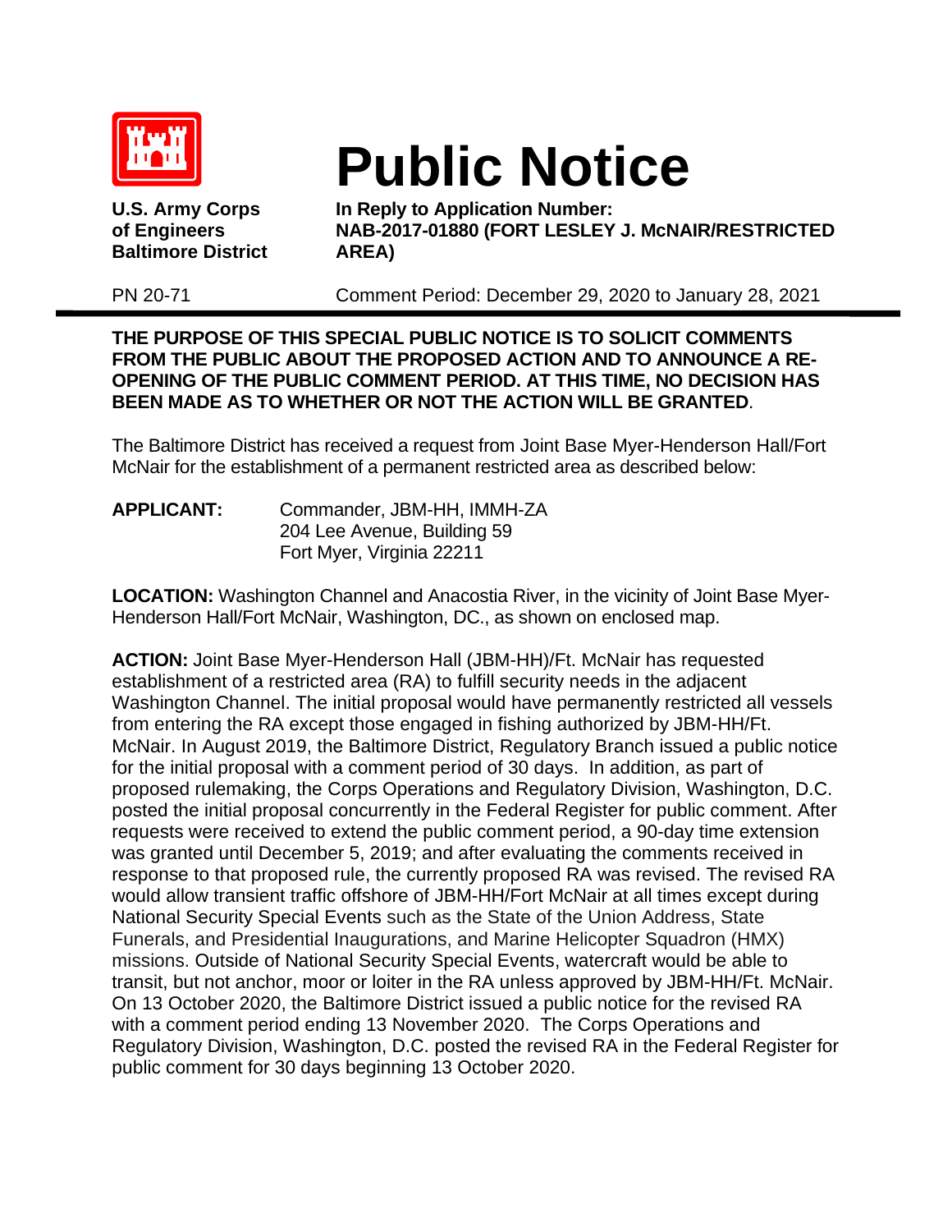# Public Notice

**U.S. Army Corps of Engineers**
**Baltimore District**

**In Reply to Application Number:**
**NAB-2017-01880 (FORT LESLEY J. McNAIR/RESTRICTED AREA)**

PN 20-71

Comment Period: December 29, 2020 to January 28, 2021

---

**THE PURPOSE OF THIS SPECIAL PUBLIC NOTICE IS TO SOLICIT COMMENTS FROM THE PUBLIC ABOUT THE PROPOSED ACTION AND TO ANNOUNCE A RE-OPENING OF THE PUBLIC COMMENT PERIOD. AT THIS TIME, NO DECISION HAS BEEN MADE AS TO WHETHER OR NOT THE ACTION WILL BE GRANTED**.

The Baltimore District has received a request from Joint Base Myer-Henderson Hall/Fort McNair for the establishment of a permanent restricted area as described below:

**APPLICANT:** Commander, JBM-HH, IMMH-ZA
204 Lee Avenue, Building 59
Fort Myer, Virginia 22211

**LOCATION:** Washington Channel and Anacostia River, in the vicinity of Joint Base Myer-Henderson Hall/Fort McNair, Washington, DC., as shown on enclosed map.

**ACTION:** Joint Base Myer-Henderson Hall (JBM-HH)/Ft. McNair has requested establishment of a restricted area (RA) to fulfill security needs in the adjacent Washington Channel. The initial proposal would have permanently restricted all vessels from entering the RA except those engaged in fishing authorized by JBM-HH/Ft. McNair. In August 2019, the Baltimore District, Regulatory Branch issued a public notice for the initial proposal with a comment period of 30 days. In addition, as part of proposed rulemaking, the Corps Operations and Regulatory Division, Washington, D.C. posted the initial proposal concurrently in the Federal Register for public comment. After requests were received to extend the public comment period, a 90-day time extension was granted until December 5, 2019; and after evaluating the comments received in response to that proposed rule, the currently proposed RA was revised. The revised RA would allow transient traffic offshore of JBM-HH/Fort McNair at all times except during National Security Special Events such as the State of the Union Address, State Funerals, and Presidential Inaugurations, and Marine Helicopter Squadron (HMX) missions. Outside of National Security Special Events, watercraft would be able to transit, but not anchor, moor or loiter in the RA unless approved by JBM-HH/Ft. McNair. On 13 October 2020, the Baltimore District issued a public notice for the revised RA with a comment period ending 13 November 2020. The Corps Operations and Regulatory Division, Washington, D.C. posted the revised RA in the Federal Register for public comment for 30 days beginning 13 October 2020.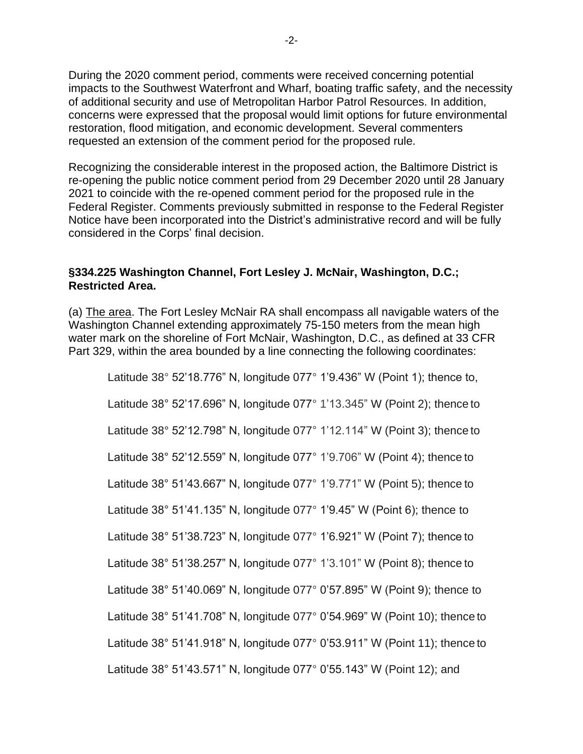During the 2020 comment period, comments were received concerning potential impacts to the Southwest Waterfront and Wharf, boating traffic safety, and the necessity of additional security and use of Metropolitan Harbor Patrol Resources. In addition, concerns were expressed that the proposal would limit options for future environmental restoration, flood mitigation, and economic development. Several commenters requested an extension of the comment period for the proposed rule.

Recognizing the considerable interest in the proposed action, the Baltimore District is re-opening the public notice comment period from 29 December 2020 until 28 January 2021 to coincide with the re-opened comment period for the proposed rule in the Federal Register. Comments previously submitted in response to the Federal Register Notice have been incorporated into the District's administrative record and will be fully considered in the Corps' final decision.

**§334.225 Washington Channel, Fort Lesley J. McNair, Washington, D.C.; Restricted Area.**

(a) The area. The Fort Lesley McNair RA shall encompass all navigable waters of the Washington Channel extending approximately 75-150 meters from the mean high water mark on the shoreline of Fort McNair, Washington, D.C., as defined at 33 CFR Part 329, within the area bounded by a line connecting the following coordinates:

Latitude 38° 52'18.776" N, longitude 077° 1'9.436" W (Point 1); thence to,

Latitude 38° 52'17.696" N, longitude 077° 1'13.345" W (Point 2); thence to

Latitude 38° 52'12.798" N, longitude 077° 1'12.114" W (Point 3); thence to

Latitude 38° 52'12.559" N, longitude 077° 1'9.706" W (Point 4); thence to

Latitude 38° 51'43.667" N, longitude 077° 1'9.771" W (Point 5); thence to

Latitude 38° 51'41.135" N, longitude 077° 1'9.45" W (Point 6); thence to

Latitude 38° 51'38.723" N, longitude 077° 1'6.921" W (Point 7); thence to

Latitude 38° 51'38.257" N, longitude 077° 1'3.101" W (Point 8); thence to

Latitude 38° 51'40.069" N, longitude 077° 0'57.895" W (Point 9); thence to

Latitude 38° 51'41.708" N, longitude 077° 0'54.969" W (Point 10); thence to

Latitude 38° 51'41.918" N, longitude 077° 0'53.911" W (Point 11); thence to

Latitude 38° 51'43.571" N, longitude 077° 0'55.143" W (Point 12); and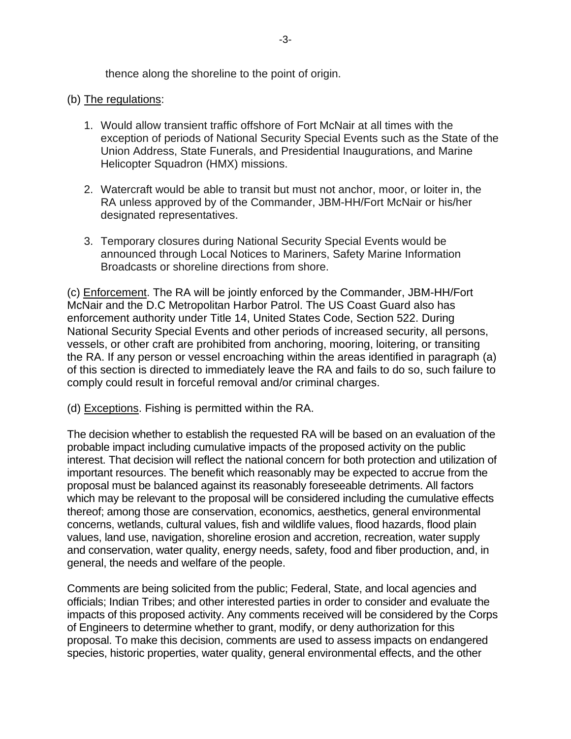thence along the shoreline to the point of origin.

(b) The regulations:

1. Would allow transient traffic offshore of Fort McNair at all times with the exception of periods of National Security Special Events such as the State of the Union Address, State Funerals, and Presidential Inaugurations, and Marine Helicopter Squadron (HMX) missions.

2. Watercraft would be able to transit but must not anchor, moor, or loiter in, the RA unless approved by of the Commander, JBM-HH/Fort McNair or his/her designated representatives.

3. Temporary closures during National Security Special Events would be announced through Local Notices to Mariners, Safety Marine Information Broadcasts or shoreline directions from shore.

(c) Enforcement. The RA will be jointly enforced by the Commander, JBM-HH/Fort McNair and the D.C Metropolitan Harbor Patrol. The US Coast Guard also has enforcement authority under Title 14, United States Code, Section 522. During National Security Special Events and other periods of increased security, all persons, vessels, or other craft are prohibited from anchoring, mooring, loitering, or transiting the RA. If any person or vessel encroaching within the areas identified in paragraph (a) of this section is directed to immediately leave the RA and fails to do so, such failure to comply could result in forceful removal and/or criminal charges.

(d) Exceptions. Fishing is permitted within the RA.

The decision whether to establish the requested RA will be based on an evaluation of the probable impact including cumulative impacts of the proposed activity on the public interest. That decision will reflect the national concern for both protection and utilization of important resources. The benefit which reasonably may be expected to accrue from the proposal must be balanced against its reasonably foreseeable detriments. All factors which may be relevant to the proposal will be considered including the cumulative effects thereof; among those are conservation, economics, aesthetics, general environmental concerns, wetlands, cultural values, fish and wildlife values, flood hazards, flood plain values, land use, navigation, shoreline erosion and accretion, recreation, water supply and conservation, water quality, energy needs, safety, food and fiber production, and, in general, the needs and welfare of the people.

Comments are being solicited from the public; Federal, State, and local agencies and officials; Indian Tribes; and other interested parties in order to consider and evaluate the impacts of this proposed activity. Any comments received will be considered by the Corps of Engineers to determine whether to grant, modify, or deny authorization for this proposal. To make this decision, comments are used to assess impacts on endangered species, historic properties, water quality, general environmental effects, and the other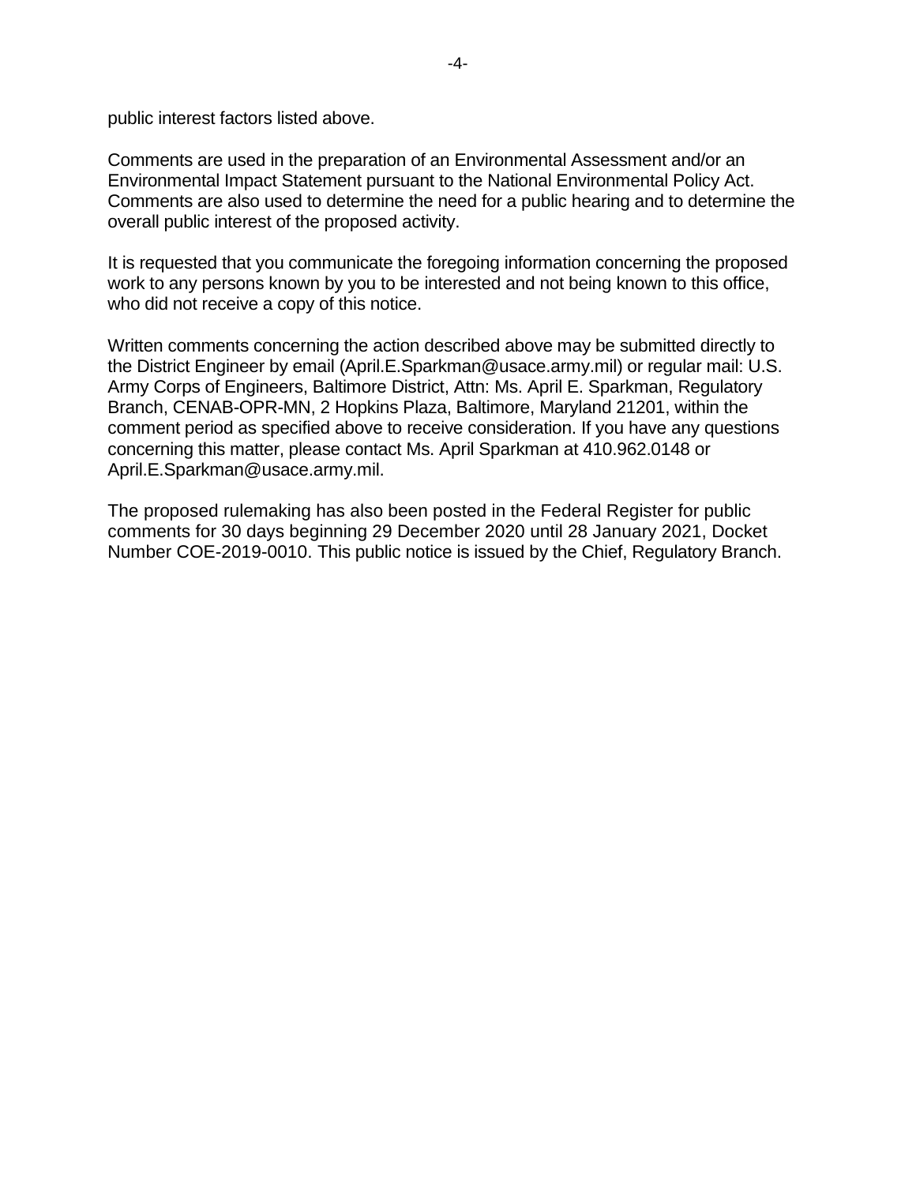public interest factors listed above.

Comments are used in the preparation of an Environmental Assessment and/or an Environmental Impact Statement pursuant to the National Environmental Policy Act. Comments are also used to determine the need for a public hearing and to determine the overall public interest of the proposed activity.

It is requested that you communicate the foregoing information concerning the proposed work to any persons known by you to be interested and not being known to this office, who did not receive a copy of this notice.

Written comments concerning the action described above may be submitted directly to the District Engineer by email (April.E.Sparkman@usace.army.mil) or regular mail: U.S. Army Corps of Engineers, Baltimore District, Attn: Ms. April E. Sparkman, Regulatory Branch, CENAB-OPR-MN, 2 Hopkins Plaza, Baltimore, Maryland 21201, within the comment period as specified above to receive consideration. If you have any questions concerning this matter, please contact Ms. April Sparkman at 410.962.0148 or April.E.Sparkman@usace.army.mil.

The proposed rulemaking has also been posted in the Federal Register for public comments for 30 days beginning 29 December 2020 until 28 January 2021, Docket Number COE-2019-0010. This public notice is issued by the Chief, Regulatory Branch.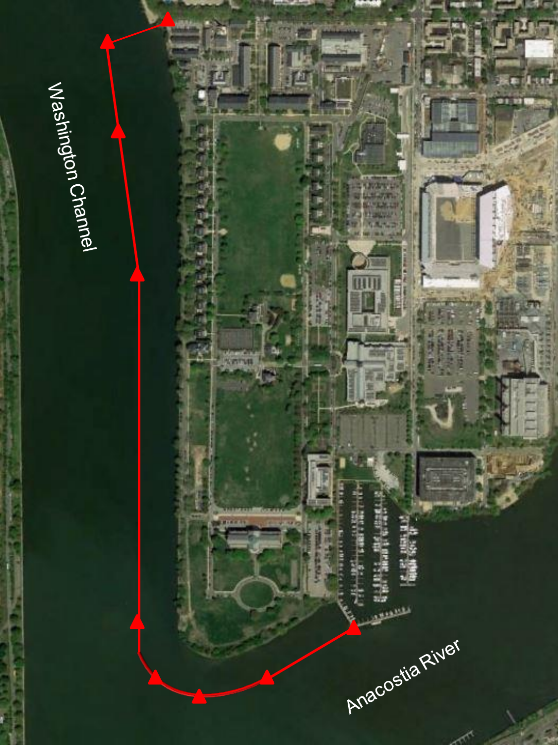Washington Channel

Anacostia River